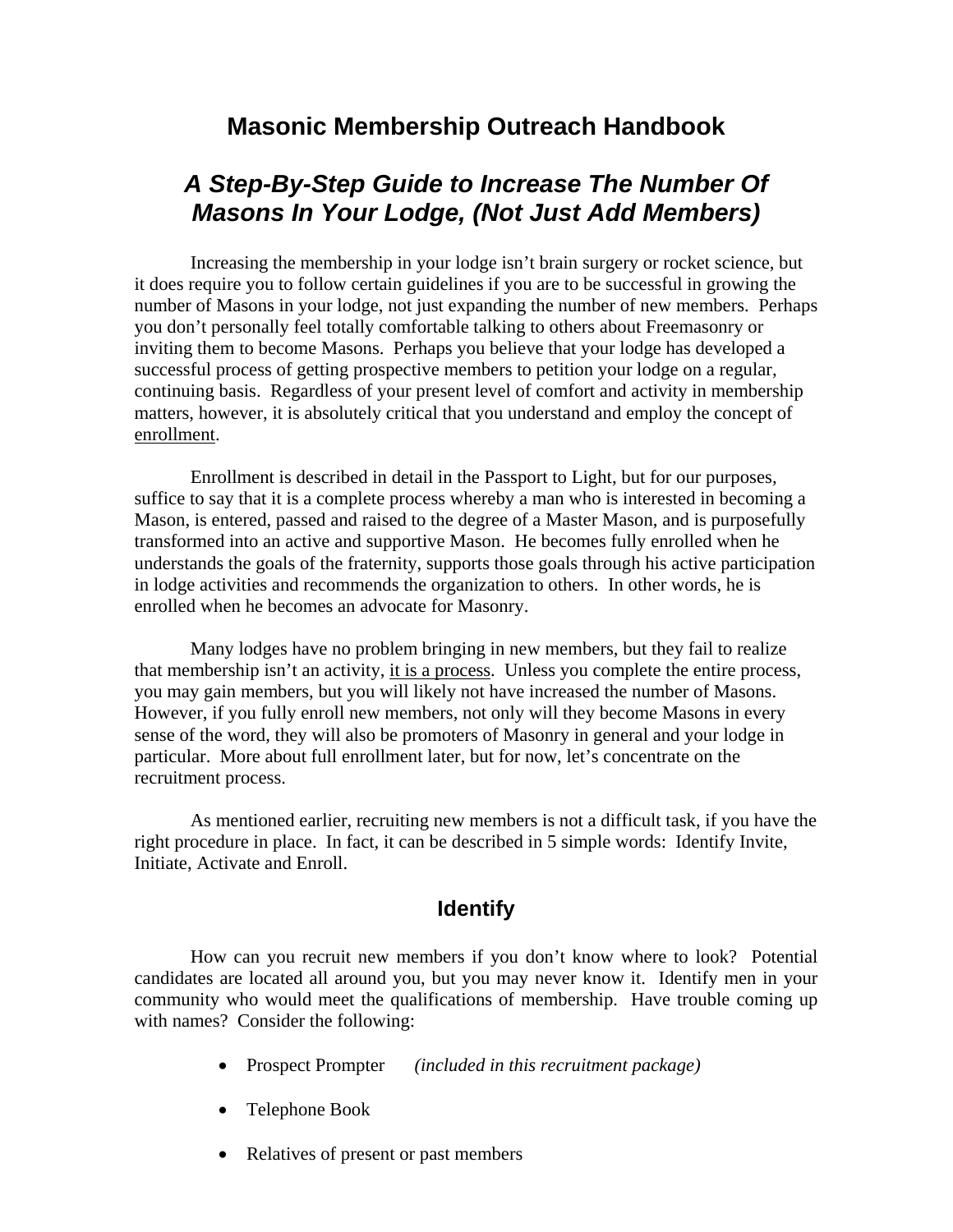# Masonic Membership Outreach Handbook

## *A Step-By-Step Guide to Increase The Number Of Masons In Your Lodge, (Not Just Add Members)*

Increasing the membership in your lodge isn't brain surgery or rocket science, but it does require you to follow certain guidelines if you are to be successful in growing the number of Masons in your lodge, not just expanding the number of new members. Perhaps you don't personally feel totally comfortable talking to others about Freemasonry or inviting them to become Masons. Perhaps you believe that your lodge has developed a successful process of getting prospective members to petition your lodge on a regular, continuing basis. Regardless of your present level of comfort and activity in membership matters, however, it is absolutely critical that you understand and employ the concept of <u>enrollment</u>.

Enrollment is described in detail in the Passport to Light, but for our purposes, suffice to say that it is a complete process whereby a man who is interested in becoming a Mason, is entered, passed and raised to the degree of a Master Mason, and is purposefully transformed into an active and supportive Mason. He becomes fully enrolled when he understands the goals of the fraternity, supports those goals through his active participation in lodge activities and recommends the organization to others. In other words, he is enrolled when he becomes an advocate for Masonry.

Many lodges have no problem bringing in new members, but they fail to realize that membership isn't an activity, <u>it is a process</u>. Unless you complete the entire process, you may gain members, but you will likely not have increased the number of Masons. However, if you fully enroll new members, not only will they become Masons in every sense of the word, they will also be promoters of Masonry in general and your lodge in particular. More about full enrollment later, but for now, let's concentrate on the recruitment process.

As mentioned earlier, recruiting new members is not a difficult task, if you have the right procedure in place. In fact, it can be described in 5 simple words: Identify Invite, Initiate, Activate and Enroll.

### Identify

How can you recruit new members if you don't know where to look? Potential candidates are located all around you, but you may never know it. Identify men in your community who would meet the qualifications of membership. Have trouble coming up with names? Consider the following:

- Prospect Prompter *(included in this recruitment package)*
- Telephone Book
- Relatives of present or past members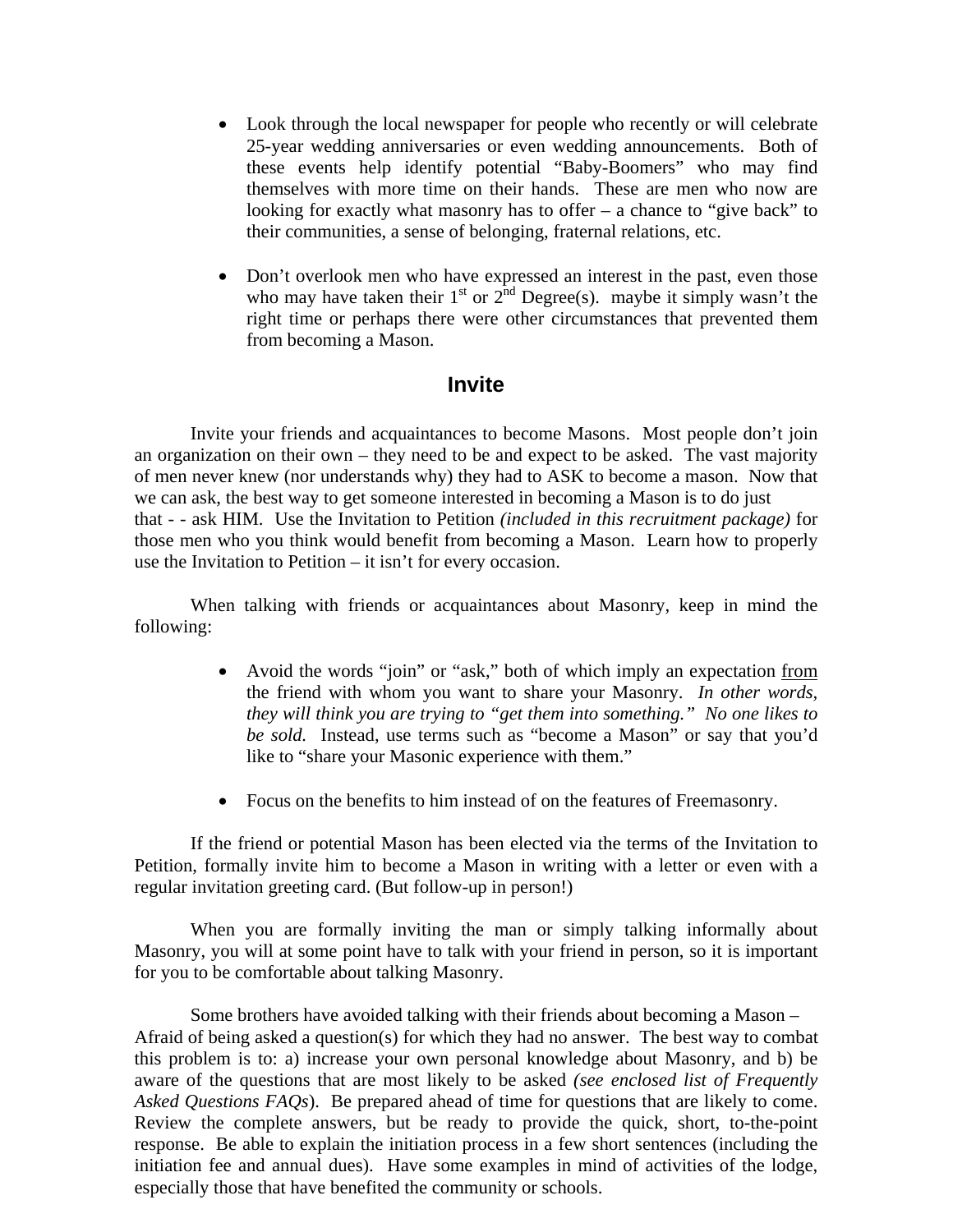- Look through the local newspaper for people who recently or will celebrate 25-year wedding anniversaries or even wedding announcements. Both of these events help identify potential "Baby-Boomers" who may find themselves with more time on their hands. These are men who now are looking for exactly what masonry has to offer – a chance to "give back" to their communities, a sense of belonging, fraternal relations, etc.

- Don't overlook men who have expressed an interest in the past, even those who may have taken their 1st or 2nd Degree(s). maybe it simply wasn't the right time or perhaps there were other circumstances that prevented them from becoming a Mason.

## Invite

Invite your friends and acquaintances to become Masons. Most people don't join an organization on their own – they need to be and expect to be asked. The vast majority of men never knew (nor understands why) they had to ASK to become a mason. Now that we can ask, the best way to get someone interested in becoming a Mason is to do just that - - ask HIM. Use the Invitation to Petition *(included in this recruitment package)* for those men who you think would benefit from becoming a Mason. Learn how to properly use the Invitation to Petition – it isn't for every occasion.

When talking with friends or acquaintances about Masonry, keep in mind the following:

- Avoid the words "join" or "ask," both of which imply an expectation <u>from</u> the friend with whom you want to share your Masonry. *In other words, they will think you are trying to "get them into something." No one likes to be sold.* Instead, use terms such as "become a Mason" or say that you'd like to "share your Masonic experience with them."

- Focus on the benefits to him instead of on the features of Freemasonry.

If the friend or potential Mason has been elected via the terms of the Invitation to Petition, formally invite him to become a Mason in writing with a letter or even with a regular invitation greeting card. (But follow-up in person!)

When you are formally inviting the man or simply talking informally about Masonry, you will at some point have to talk with your friend in person, so it is important for you to be comfortable about talking Masonry.

Some brothers have avoided talking with their friends about becoming a Mason – Afraid of being asked a question(s) for which they had no answer. The best way to combat this problem is to: a) increase your own personal knowledge about Masonry, and b) be aware of the questions that are most likely to be asked *(see enclosed list of Frequently Asked Questions FAQs*). Be prepared ahead of time for questions that are likely to come. Review the complete answers, but be ready to provide the quick, short, to-the-point response. Be able to explain the initiation process in a few short sentences (including the initiation fee and annual dues). Have some examples in mind of activities of the lodge, especially those that have benefited the community or schools.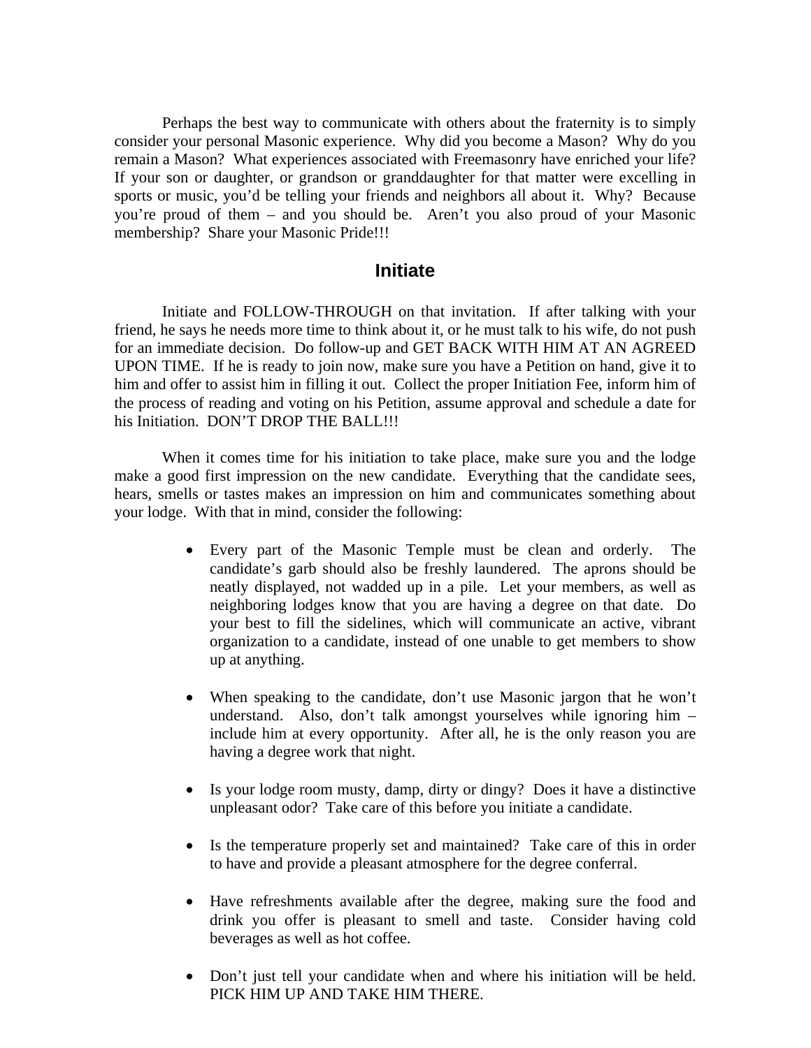Perhaps the best way to communicate with others about the fraternity is to simply consider your personal Masonic experience. Why did you become a Mason? Why do you remain a Mason? What experiences associated with Freemasonry have enriched your life? If your son or daughter, or grandson or granddaughter for that matter were excelling in sports or music, you'd be telling your friends and neighbors all about it. Why? Because you're proud of them – and you should be. Aren't you also proud of your Masonic membership? Share your Masonic Pride!!!

## Initiate

Initiate and FOLLOW-THROUGH on that invitation. If after talking with your friend, he says he needs more time to think about it, or he must talk to his wife, do not push for an immediate decision. Do follow-up and GET BACK WITH HIM AT AN AGREED UPON TIME. If he is ready to join now, make sure you have a Petition on hand, give it to him and offer to assist him in filling it out. Collect the proper Initiation Fee, inform him of the process of reading and voting on his Petition, assume approval and schedule a date for his Initiation. DON'T DROP THE BALL!!!

When it comes time for his initiation to take place, make sure you and the lodge make a good first impression on the new candidate. Everything that the candidate sees, hears, smells or tastes makes an impression on him and communicates something about your lodge. With that in mind, consider the following:

- Every part of the Masonic Temple must be clean and orderly. The candidate's garb should also be freshly laundered. The aprons should be neatly displayed, not wadded up in a pile. Let your members, as well as neighboring lodges know that you are having a degree on that date. Do your best to fill the sidelines, which will communicate an active, vibrant organization to a candidate, instead of one unable to get members to show up at anything.

- When speaking to the candidate, don't use Masonic jargon that he won't understand. Also, don't talk amongst yourselves while ignoring him – include him at every opportunity. After all, he is the only reason you are having a degree work that night.

- Is your lodge room musty, damp, dirty or dingy? Does it have a distinctive unpleasant odor? Take care of this before you initiate a candidate.

- Is the temperature properly set and maintained? Take care of this in order to have and provide a pleasant atmosphere for the degree conferral.

- Have refreshments available after the degree, making sure the food and drink you offer is pleasant to smell and taste. Consider having cold beverages as well as hot coffee.

- Don't just tell your candidate when and where his initiation will be held. PICK HIM UP AND TAKE HIM THERE.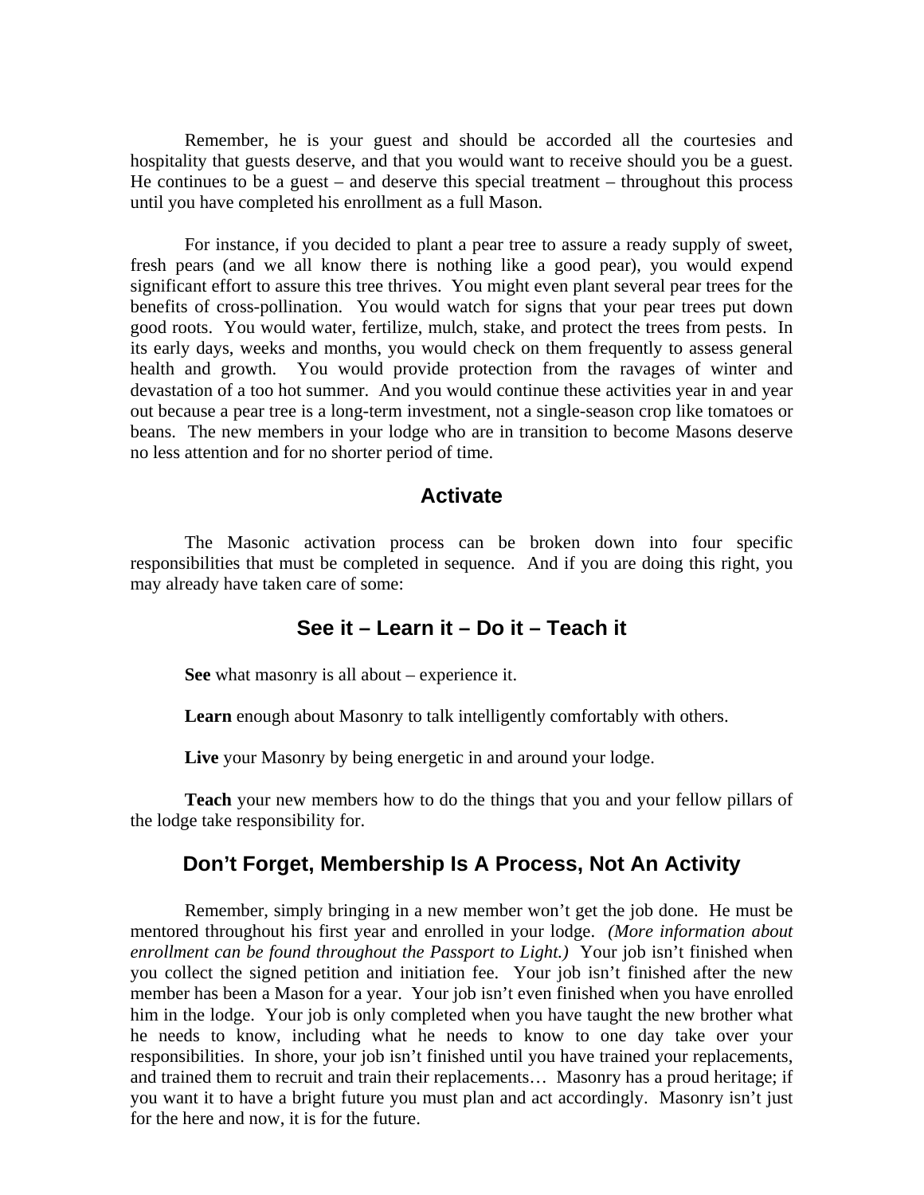Remember, he is your guest and should be accorded all the courtesies and hospitality that guests deserve, and that you would want to receive should you be a guest. He continues to be a guest – and deserve this special treatment – throughout this process until you have completed his enrollment as a full Mason.

For instance, if you decided to plant a pear tree to assure a ready supply of sweet, fresh pears (and we all know there is nothing like a good pear), you would expend significant effort to assure this tree thrives. You might even plant several pear trees for the benefits of cross-pollination. You would watch for signs that your pear trees put down good roots. You would water, fertilize, mulch, stake, and protect the trees from pests. In its early days, weeks and months, you would check on them frequently to assess general health and growth. You would provide protection from the ravages of winter and devastation of a too hot summer. And you would continue these activities year in and year out because a pear tree is a long-term investment, not a single-season crop like tomatoes or beans. The new members in your lodge who are in transition to become Masons deserve no less attention and for no shorter period of time.

## Activate

The Masonic activation process can be broken down into four specific responsibilities that must be completed in sequence. And if you are doing this right, you may already have taken care of some:

## See it – Learn it – Do it – Teach it

**See** what masonry is all about – experience it.

**Learn** enough about Masonry to talk intelligently comfortably with others.

**Live** your Masonry by being energetic in and around your lodge.

**Teach** your new members how to do the things that you and your fellow pillars of the lodge take responsibility for.

## Don't Forget, Membership Is A Process, Not An Activity

Remember, simply bringing in a new member won't get the job done. He must be mentored throughout his first year and enrolled in your lodge. *(More information about enrollment can be found throughout the Passport to Light.)* Your job isn't finished when you collect the signed petition and initiation fee. Your job isn't finished after the new member has been a Mason for a year. Your job isn't even finished when you have enrolled him in the lodge. Your job is only completed when you have taught the new brother what he needs to know, including what he needs to know to one day take over your responsibilities. In shore, your job isn't finished until you have trained your replacements, and trained them to recruit and train their replacements… Masonry has a proud heritage; if you want it to have a bright future you must plan and act accordingly. Masonry isn't just for the here and now, it is for the future.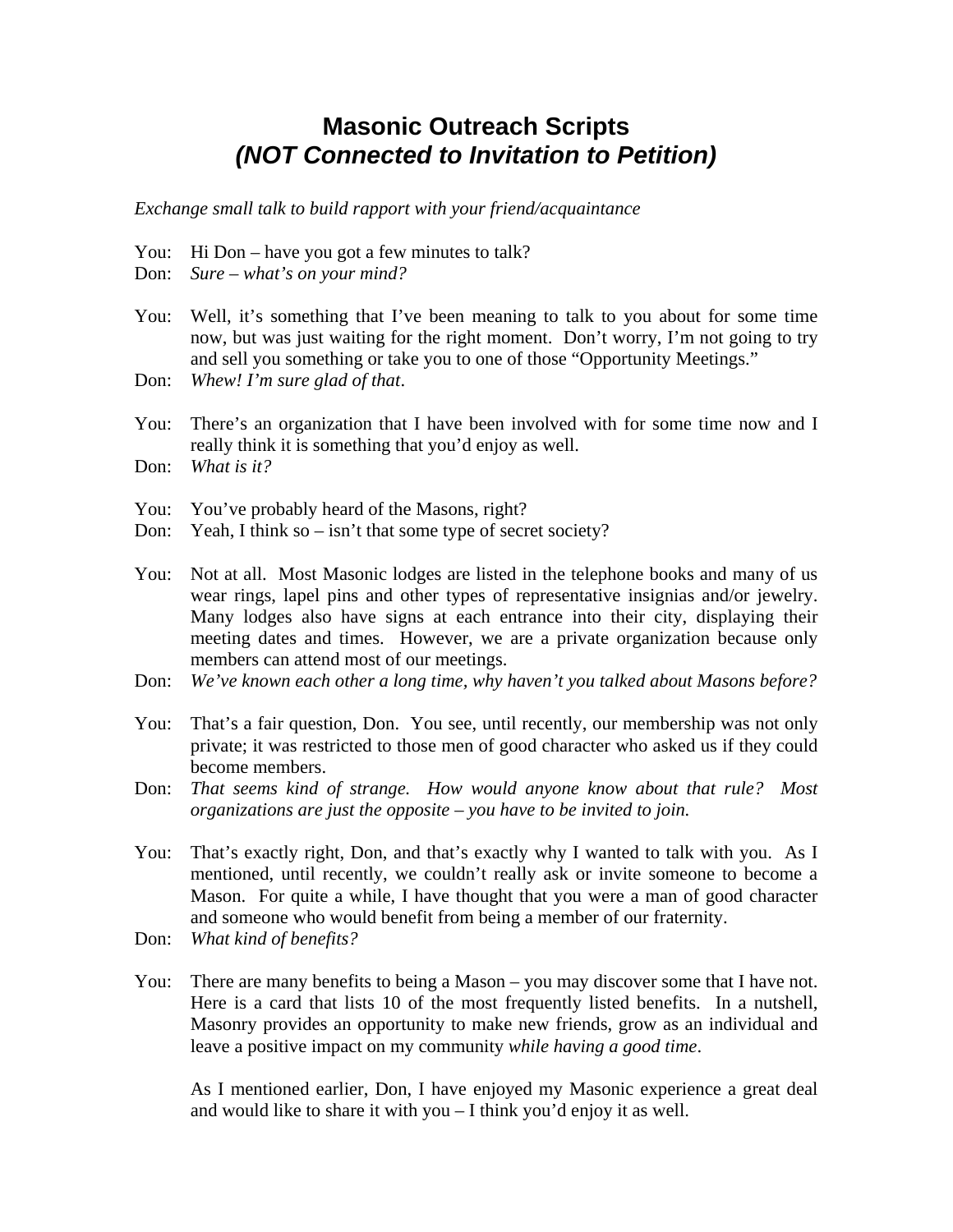# Masonic Outreach Scripts
## *(NOT Connected to Invitation to Petition)*

*Exchange small talk to build rapport with your friend/acquaintance*

You: Hi Don – have you got a few minutes to talk?
Don: *Sure – what's on your mind?*

You: Well, it's something that I've been meaning to talk to you about for some time now, but was just waiting for the right moment. Don't worry, I'm not going to try and sell you something or take you to one of those "Opportunity Meetings."
Don: *Whew! I'm sure glad of that*.

You: There's an organization that I have been involved with for some time now and I really think it is something that you'd enjoy as well.
Don: *What is it?*

You: You've probably heard of the Masons, right?
Don: Yeah, I think so – isn't that some type of secret society?

You: Not at all. Most Masonic lodges are listed in the telephone books and many of us wear rings, lapel pins and other types of representative insignias and/or jewelry. Many lodges also have signs at each entrance into their city, displaying their meeting dates and times. However, we are a private organization because only members can attend most of our meetings.
Don: *We've known each other a long time, why haven't you talked about Masons before?*

You: That's a fair question, Don. You see, until recently, our membership was not only private; it was restricted to those men of good character who asked us if they could become members.
Don: *That seems kind of strange. How would anyone know about that rule? Most organizations are just the opposite – you have to be invited to join.*

You: That's exactly right, Don, and that's exactly why I wanted to talk with you. As I mentioned, until recently, we couldn't really ask or invite someone to become a Mason. For quite a while, I have thought that you were a man of good character and someone who would benefit from being a member of our fraternity.
Don: *What kind of benefits?*

You: There are many benefits to being a Mason – you may discover some that I have not. Here is a card that lists 10 of the most frequently listed benefits. In a nutshell, Masonry provides an opportunity to make new friends, grow as an individual and leave a positive impact on my community *while having a good time*.

As I mentioned earlier, Don, I have enjoyed my Masonic experience a great deal and would like to share it with you – I think you'd enjoy it as well.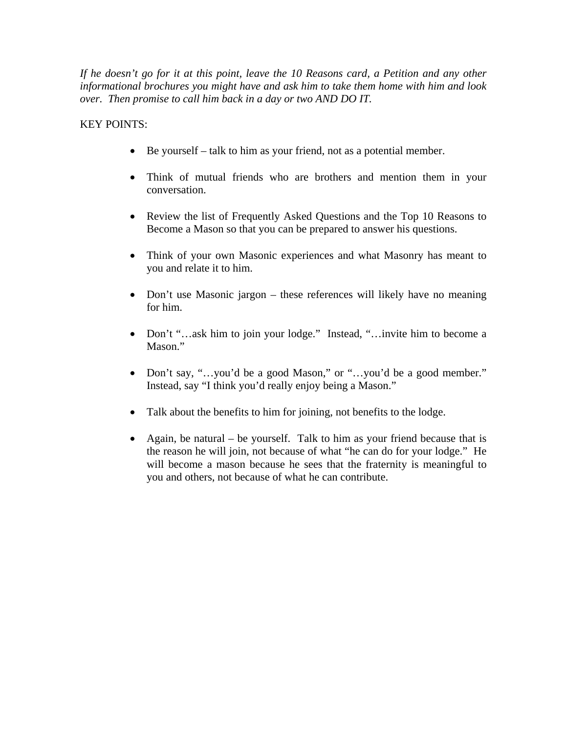*If he doesn't go for it at this point, leave the 10 Reasons card, a Petition and any other informational brochures you might have and ask him to take them home with him and look over. Then promise to call him back in a day or two AND DO IT.*

KEY POINTS:

- Be yourself – talk to him as your friend, not as a potential member.

- Think of mutual friends who are brothers and mention them in your conversation.

- Review the list of Frequently Asked Questions and the Top 10 Reasons to Become a Mason so that you can be prepared to answer his questions.

- Think of your own Masonic experiences and what Masonry has meant to you and relate it to him.

- Don't use Masonic jargon – these references will likely have no meaning for him.

- Don't "…ask him to join your lodge." Instead, "…invite him to become a Mason."

- Don't say, "…you'd be a good Mason," or "…you'd be a good member." Instead, say "I think you'd really enjoy being a Mason."

- Talk about the benefits to him for joining, not benefits to the lodge.

- Again, be natural – be yourself. Talk to him as your friend because that is the reason he will join, not because of what "he can do for your lodge." He will become a mason because he sees that the fraternity is meaningful to you and others, not because of what he can contribute.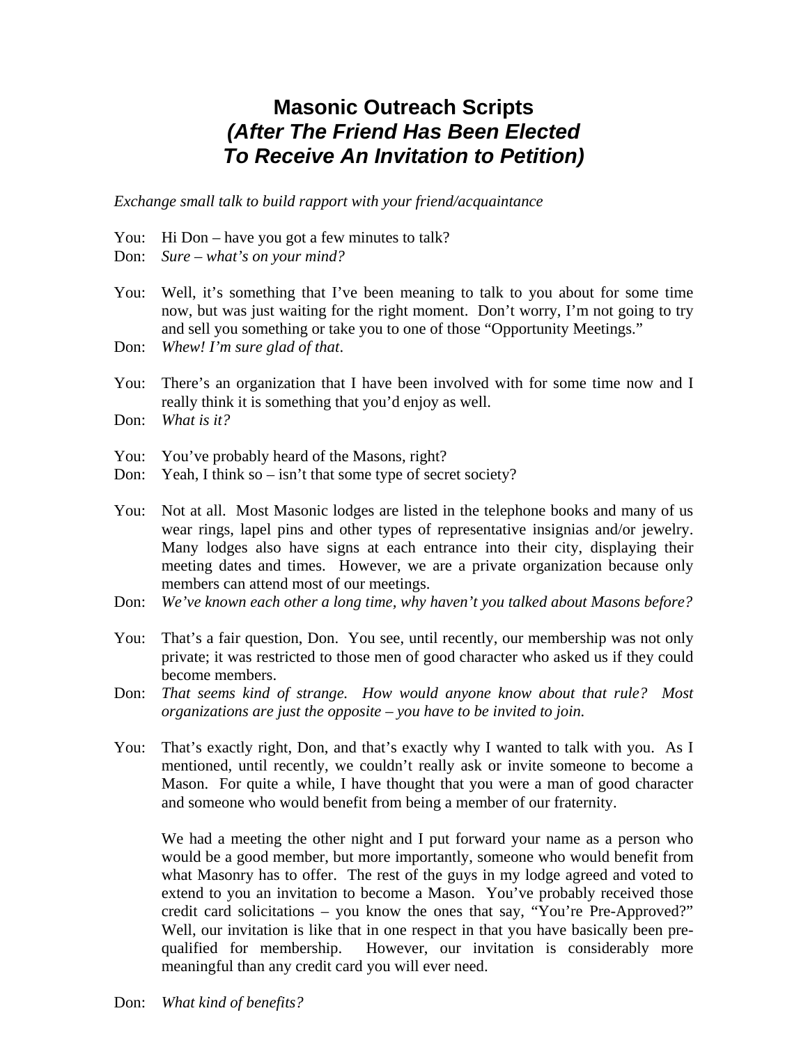# Masonic Outreach Scripts
## *(After The Friend Has Been Elected To Receive An Invitation to Petition)*

*Exchange small talk to build rapport with your friend/acquaintance*

You: Hi Don – have you got a few minutes to talk?
Don: *Sure – what's on your mind?*

You: Well, it's something that I've been meaning to talk to you about for some time now, but was just waiting for the right moment. Don't worry, I'm not going to try and sell you something or take you to one of those "Opportunity Meetings."
Don: *Whew! I'm sure glad of that*.

You: There's an organization that I have been involved with for some time now and I really think it is something that you'd enjoy as well.
Don: *What is it?*

You: You've probably heard of the Masons, right?
Don: Yeah, I think so – isn't that some type of secret society?

You: Not at all. Most Masonic lodges are listed in the telephone books and many of us wear rings, lapel pins and other types of representative insignias and/or jewelry. Many lodges also have signs at each entrance into their city, displaying their meeting dates and times. However, we are a private organization because only members can attend most of our meetings.
Don: *We've known each other a long time, why haven't you talked about Masons before?*

You: That's a fair question, Don. You see, until recently, our membership was not only private; it was restricted to those men of good character who asked us if they could become members.
Don: *That seems kind of strange. How would anyone know about that rule? Most organizations are just the opposite – you have to be invited to join.*

You: That's exactly right, Don, and that's exactly why I wanted to talk with you. As I mentioned, until recently, we couldn't really ask or invite someone to become a Mason. For quite a while, I have thought that you were a man of good character and someone who would benefit from being a member of our fraternity.

We had a meeting the other night and I put forward your name as a person who would be a good member, but more importantly, someone who would benefit from what Masonry has to offer. The rest of the guys in my lodge agreed and voted to extend to you an invitation to become a Mason. You've probably received those credit card solicitations – you know the ones that say, "You're Pre-Approved?" Well, our invitation is like that in one respect in that you have basically been pre-qualified for membership. However, our invitation is considerably more meaningful than any credit card you will ever need.

Don: *What kind of benefits?*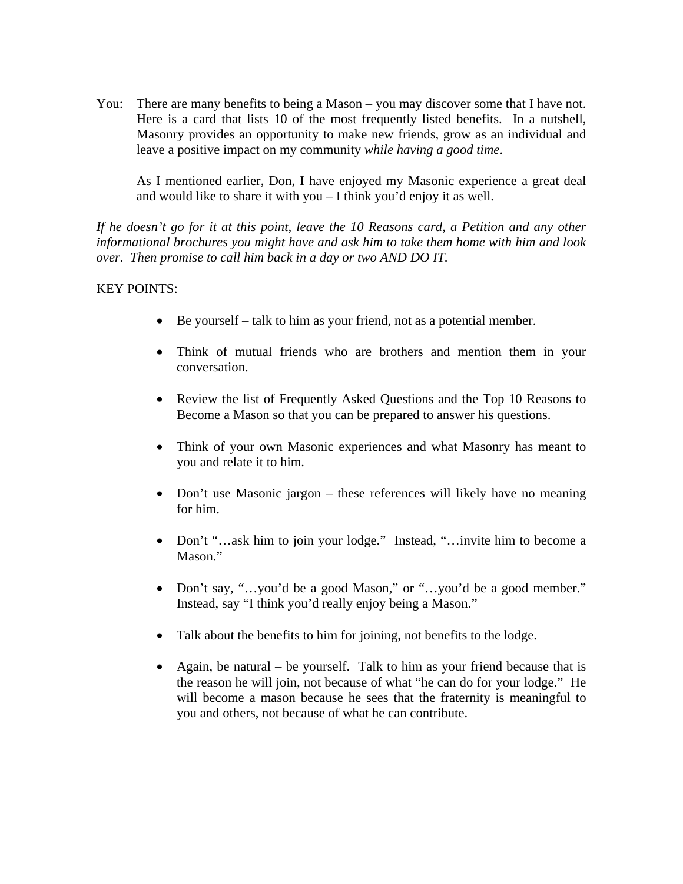You: There are many benefits to being a Mason – you may discover some that I have not. Here is a card that lists 10 of the most frequently listed benefits. In a nutshell, Masonry provides an opportunity to make new friends, grow as an individual and leave a positive impact on my community *while having a good time*.

As I mentioned earlier, Don, I have enjoyed my Masonic experience a great deal and would like to share it with you – I think you'd enjoy it as well.

*If he doesn't go for it at this point, leave the 10 Reasons card, a Petition and any other informational brochures you might have and ask him to take them home with him and look over. Then promise to call him back in a day or two AND DO IT.*

KEY POINTS:

- Be yourself – talk to him as your friend, not as a potential member.
- Think of mutual friends who are brothers and mention them in your conversation.
- Review the list of Frequently Asked Questions and the Top 10 Reasons to Become a Mason so that you can be prepared to answer his questions.
- Think of your own Masonic experiences and what Masonry has meant to you and relate it to him.
- Don't use Masonic jargon – these references will likely have no meaning for him.
- Don't "…ask him to join your lodge." Instead, "…invite him to become a Mason."
- Don't say, "…you'd be a good Mason," or "…you'd be a good member." Instead, say "I think you'd really enjoy being a Mason."
- Talk about the benefits to him for joining, not benefits to the lodge.
- Again, be natural – be yourself. Talk to him as your friend because that is the reason he will join, not because of what "he can do for your lodge." He will become a mason because he sees that the fraternity is meaningful to you and others, not because of what he can contribute.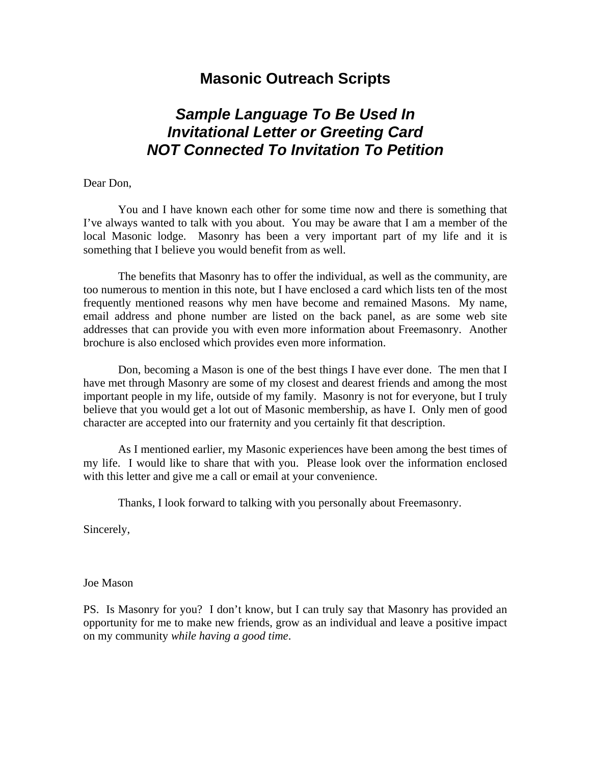# Masonic Outreach Scripts

## *Sample Language To Be Used In Invitational Letter or Greeting Card NOT Connected To Invitation To Petition*

Dear Don,

You and I have known each other for some time now and there is something that I've always wanted to talk with you about. You may be aware that I am a member of the local Masonic lodge. Masonry has been a very important part of my life and it is something that I believe you would benefit from as well.

The benefits that Masonry has to offer the individual, as well as the community, are too numerous to mention in this note, but I have enclosed a card which lists ten of the most frequently mentioned reasons why men have become and remained Masons. My name, email address and phone number are listed on the back panel, as are some web site addresses that can provide you with even more information about Freemasonry. Another brochure is also enclosed which provides even more information.

Don, becoming a Mason is one of the best things I have ever done. The men that I have met through Masonry are some of my closest and dearest friends and among the most important people in my life, outside of my family. Masonry is not for everyone, but I truly believe that you would get a lot out of Masonic membership, as have I. Only men of good character are accepted into our fraternity and you certainly fit that description.

As I mentioned earlier, my Masonic experiences have been among the best times of my life. I would like to share that with you. Please look over the information enclosed with this letter and give me a call or email at your convenience.

Thanks, I look forward to talking with you personally about Freemasonry.

Sincerely,

Joe Mason

PS. Is Masonry for you? I don't know, but I can truly say that Masonry has provided an opportunity for me to make new friends, grow as an individual and leave a positive impact on my community *while having a good time*.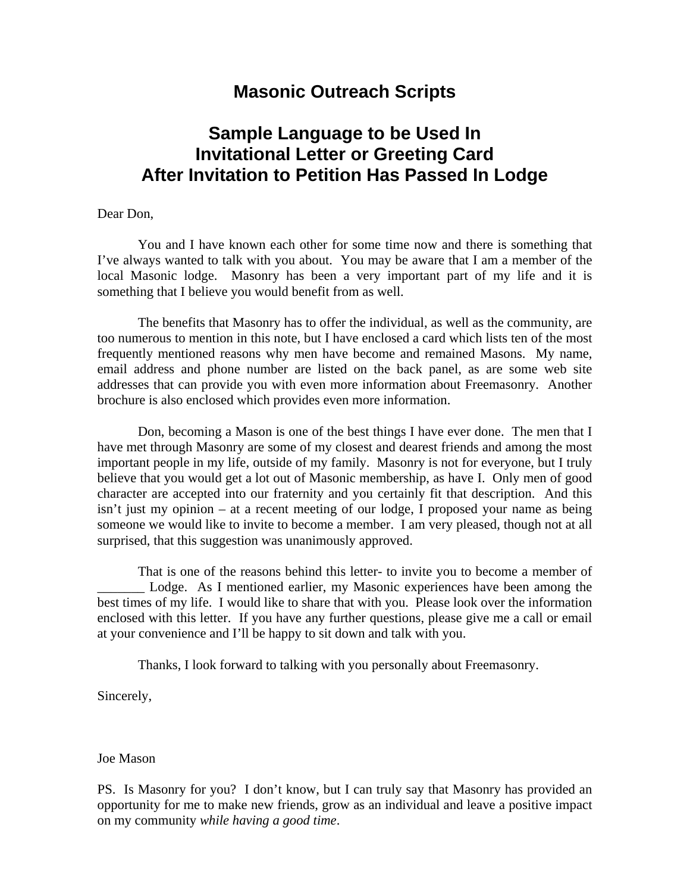# Masonic Outreach Scripts

## Sample Language to be Used In Invitational Letter or Greeting Card After Invitation to Petition Has Passed In Lodge

Dear Don,

You and I have known each other for some time now and there is something that I've always wanted to talk with you about. You may be aware that I am a member of the local Masonic lodge. Masonry has been a very important part of my life and it is something that I believe you would benefit from as well.

The benefits that Masonry has to offer the individual, as well as the community, are too numerous to mention in this note, but I have enclosed a card which lists ten of the most frequently mentioned reasons why men have become and remained Masons. My name, email address and phone number are listed on the back panel, as are some web site addresses that can provide you with even more information about Freemasonry. Another brochure is also enclosed which provides even more information.

Don, becoming a Mason is one of the best things I have ever done. The men that I have met through Masonry are some of my closest and dearest friends and among the most important people in my life, outside of my family. Masonry is not for everyone, but I truly believe that you would get a lot out of Masonic membership, as have I. Only men of good character are accepted into our fraternity and you certainly fit that description. And this isn't just my opinion – at a recent meeting of our lodge, I proposed your name as being someone we would like to invite to become a member. I am very pleased, though not at all surprised, that this suggestion was unanimously approved.

That is one of the reasons behind this letter- to invite you to become a member of _______ Lodge. As I mentioned earlier, my Masonic experiences have been among the best times of my life. I would like to share that with you. Please look over the information enclosed with this letter. If you have any further questions, please give me a call or email at your convenience and I'll be happy to sit down and talk with you.

Thanks, I look forward to talking with you personally about Freemasonry.

Sincerely,

Joe Mason

PS. Is Masonry for you? I don't know, but I can truly say that Masonry has provided an opportunity for me to make new friends, grow as an individual and leave a positive impact on my community *while having a good time*.